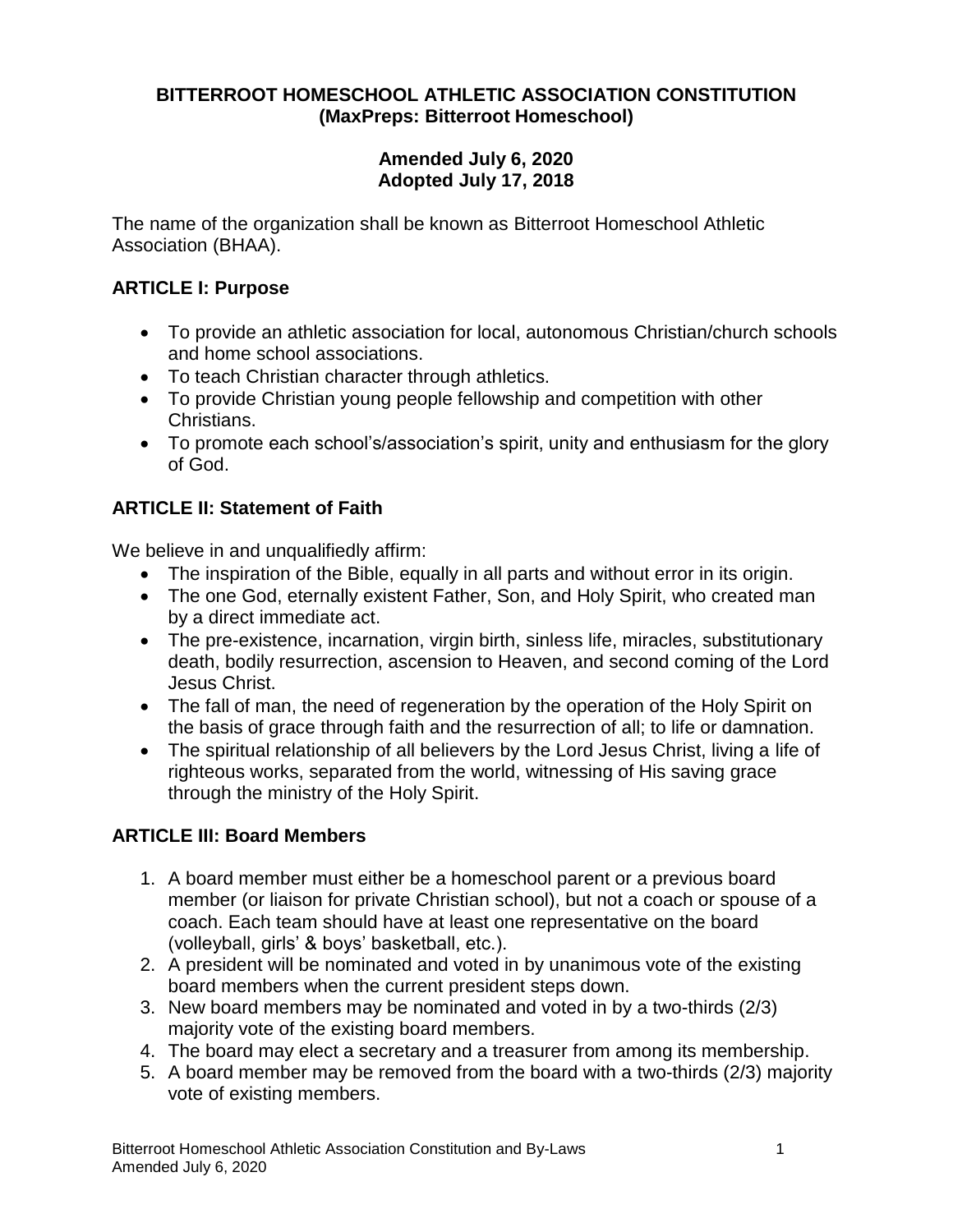**BITTERROOT HOMESCHOOL ATHLETIC ASSOCIATION CONSTITUTION**
**(MaxPreps: Bitterroot Homeschool)**

**Amended July 6, 2020**
**Adopted July 17, 2018**

The name of the organization shall be known as Bitterroot Homeschool Athletic Association (BHAA).

## ARTICLE I: Purpose

- To provide an athletic association for local, autonomous Christian/church schools and home school associations.
- To teach Christian character through athletics.
- To provide Christian young people fellowship and competition with other Christians.
- To promote each school's/association's spirit, unity and enthusiasm for the glory of God.

## ARTICLE II: Statement of Faith

We believe in and unqualifiedly affirm:

- The inspiration of the Bible, equally in all parts and without error in its origin.
- The one God, eternally existent Father, Son, and Holy Spirit, who created man by a direct immediate act.
- The pre-existence, incarnation, virgin birth, sinless life, miracles, substitutionary death, bodily resurrection, ascension to Heaven, and second coming of the Lord Jesus Christ.
- The fall of man, the need of regeneration by the operation of the Holy Spirit on the basis of grace through faith and the resurrection of all; to life or damnation.
- The spiritual relationship of all believers by the Lord Jesus Christ, living a life of righteous works, separated from the world, witnessing of His saving grace through the ministry of the Holy Spirit.

## ARTICLE III: Board Members

1. A board member must either be a homeschool parent or a previous board member (or liaison for private Christian school), but not a coach or spouse of a coach. Each team should have at least one representative on the board (volleyball, girls' & boys' basketball, etc.).
2. A president will be nominated and voted in by unanimous vote of the existing board members when the current president steps down.
3. New board members may be nominated and voted in by a two-thirds (2/3) majority vote of the existing board members.
4. The board may elect a secretary and a treasurer from among its membership.
5. A board member may be removed from the board with a two-thirds (2/3) majority vote of existing members.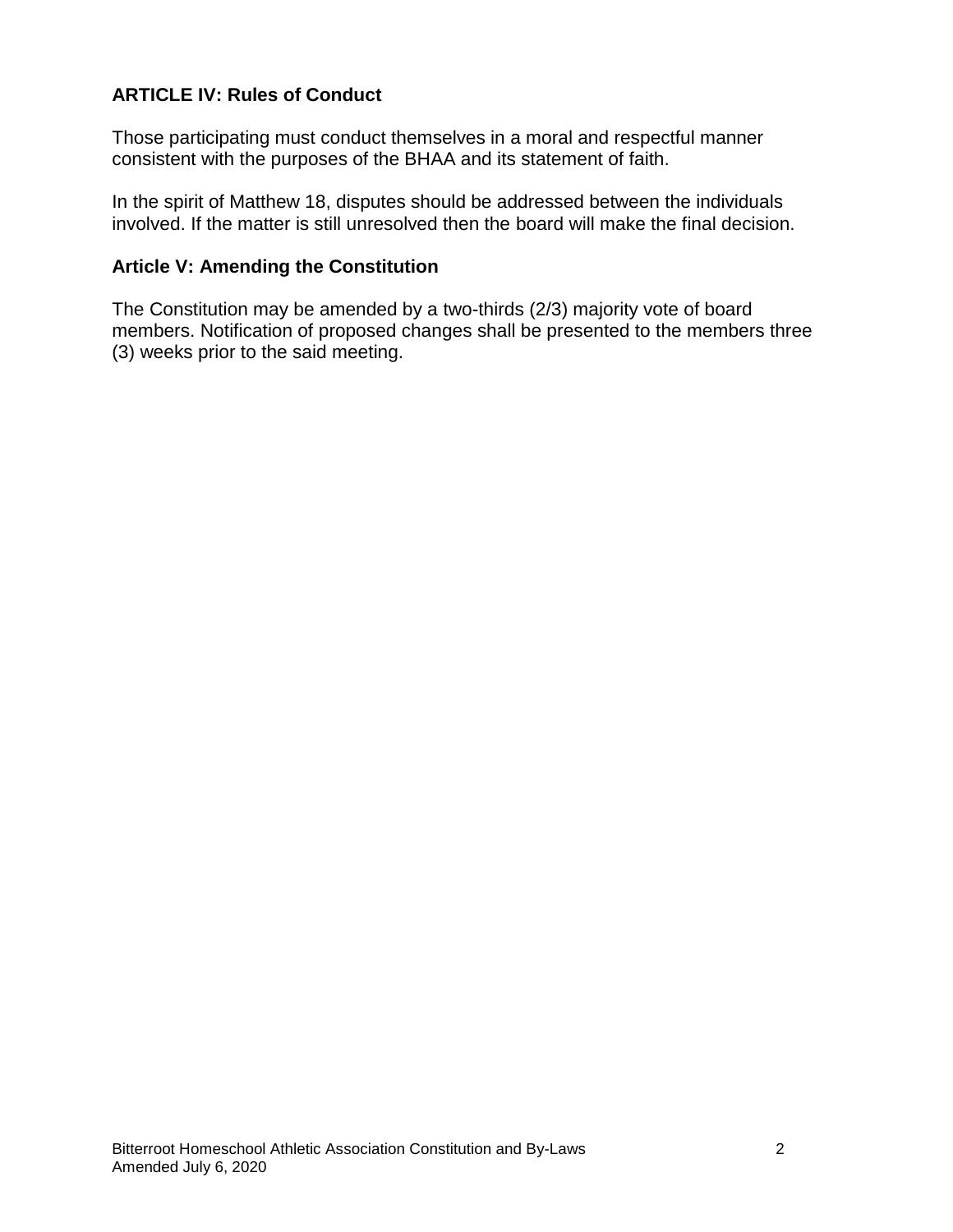### ARTICLE IV: Rules of Conduct

Those participating must conduct themselves in a moral and respectful manner consistent with the purposes of the BHAA and its statement of faith.

In the spirit of Matthew 18, disputes should be addressed between the individuals involved. If the matter is still unresolved then the board will make the final decision.

### Article V: Amending the Constitution

The Constitution may be amended by a two-thirds (2/3) majority vote of board members. Notification of proposed changes shall be presented to the members three (3) weeks prior to the said meeting.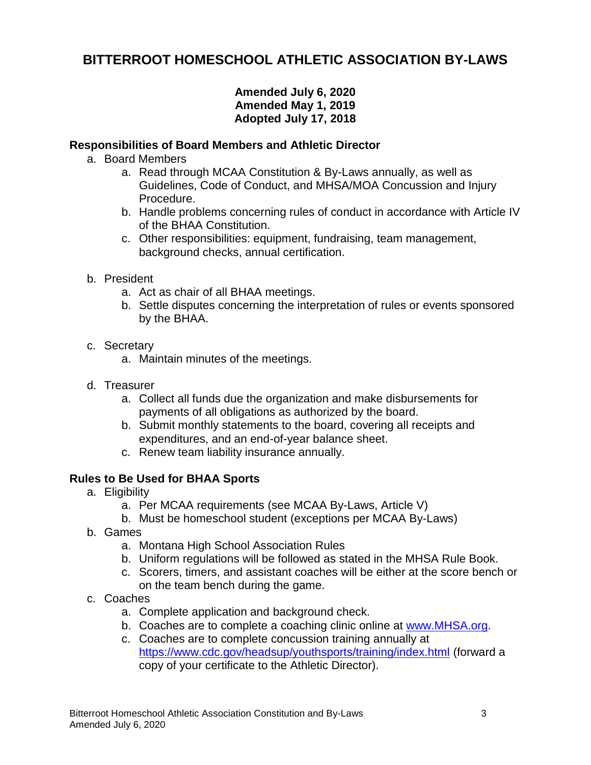# BITTERROOT HOMESCHOOL ATHLETIC ASSOCIATION BY-LAWS

**Amended July 6, 2020**
**Amended May 1, 2019**
**Adopted July 17, 2018**

**Responsibilities of Board Members and Athletic Director**

a. Board Members
    a. Read through MCAA Constitution & By-Laws annually, as well as Guidelines, Code of Conduct, and MHSA/MOA Concussion and Injury Procedure.
    b. Handle problems concerning rules of conduct in accordance with Article IV of the BHAA Constitution.
    c. Other responsibilities: equipment, fundraising, team management, background checks, annual certification.

b. President
    a. Act as chair of all BHAA meetings.
    b. Settle disputes concerning the interpretation of rules or events sponsored by the BHAA.

c. Secretary
    a. Maintain minutes of the meetings.

d. Treasurer
    a. Collect all funds due the organization and make disbursements for payments of all obligations as authorized by the board.
    b. Submit monthly statements to the board, covering all receipts and expenditures, and an end-of-year balance sheet.
    c. Renew team liability insurance annually.

**Rules to Be Used for BHAA Sports**

a. Eligibility
    a. Per MCAA requirements (see MCAA By-Laws, Article V)
    b. Must be homeschool student (exceptions per MCAA By-Laws)
b. Games
    a. Montana High School Association Rules
    b. Uniform regulations will be followed as stated in the MHSA Rule Book.
    c. Scorers, timers, and assistant coaches will be either at the score bench or on the team bench during the game.
c. Coaches
    a. Complete application and background check.
    b. Coaches are to complete a coaching clinic online at [www.MHSA.org](http://www.MHSA.org).
    c. Coaches are to complete concussion training annually at [https://www.cdc.gov/headsup/youthsports/training/index.html](https://www.cdc.gov/headsup/youthsports/training/index.html) (forward a copy of your certificate to the Athletic Director).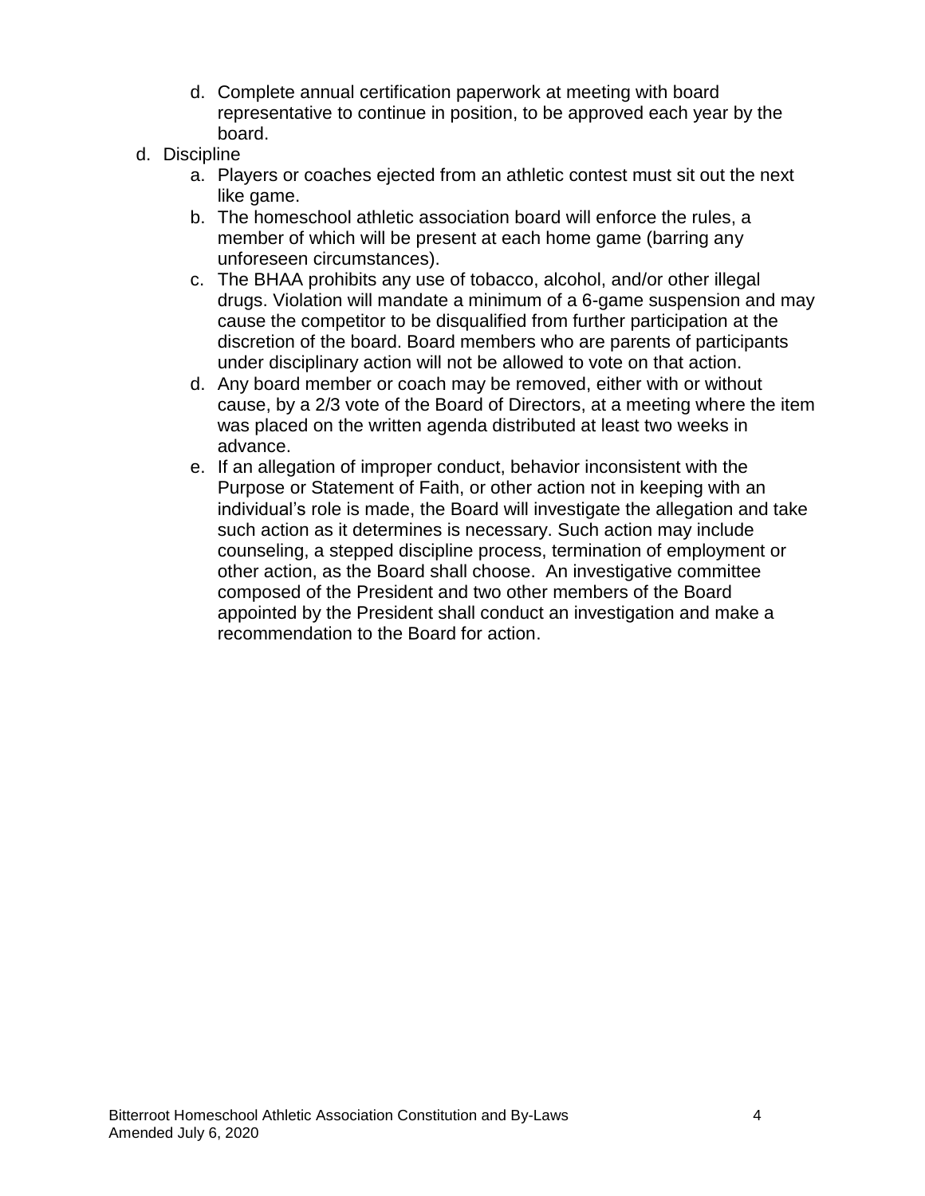d. Complete annual certification paperwork at meeting with board representative to continue in position, to be approved each year by the board.

d. Discipline
   a. Players or coaches ejected from an athletic contest must sit out the next like game.
   b. The homeschool athletic association board will enforce the rules, a member of which will be present at each home game (barring any unforeseen circumstances).
   c. The BHAA prohibits any use of tobacco, alcohol, and/or other illegal drugs. Violation will mandate a minimum of a 6-game suspension and may cause the competitor to be disqualified from further participation at the discretion of the board. Board members who are parents of participants under disciplinary action will not be allowed to vote on that action.
   d. Any board member or coach may be removed, either with or without cause, by a 2/3 vote of the Board of Directors, at a meeting where the item was placed on the written agenda distributed at least two weeks in advance.
   e. If an allegation of improper conduct, behavior inconsistent with the Purpose or Statement of Faith, or other action not in keeping with an individual's role is made, the Board will investigate the allegation and take such action as it determines is necessary. Such action may include counseling, a stepped discipline process, termination of employment or other action, as the Board shall choose. An investigative committee composed of the President and two other members of the Board appointed by the President shall conduct an investigation and make a recommendation to the Board for action.